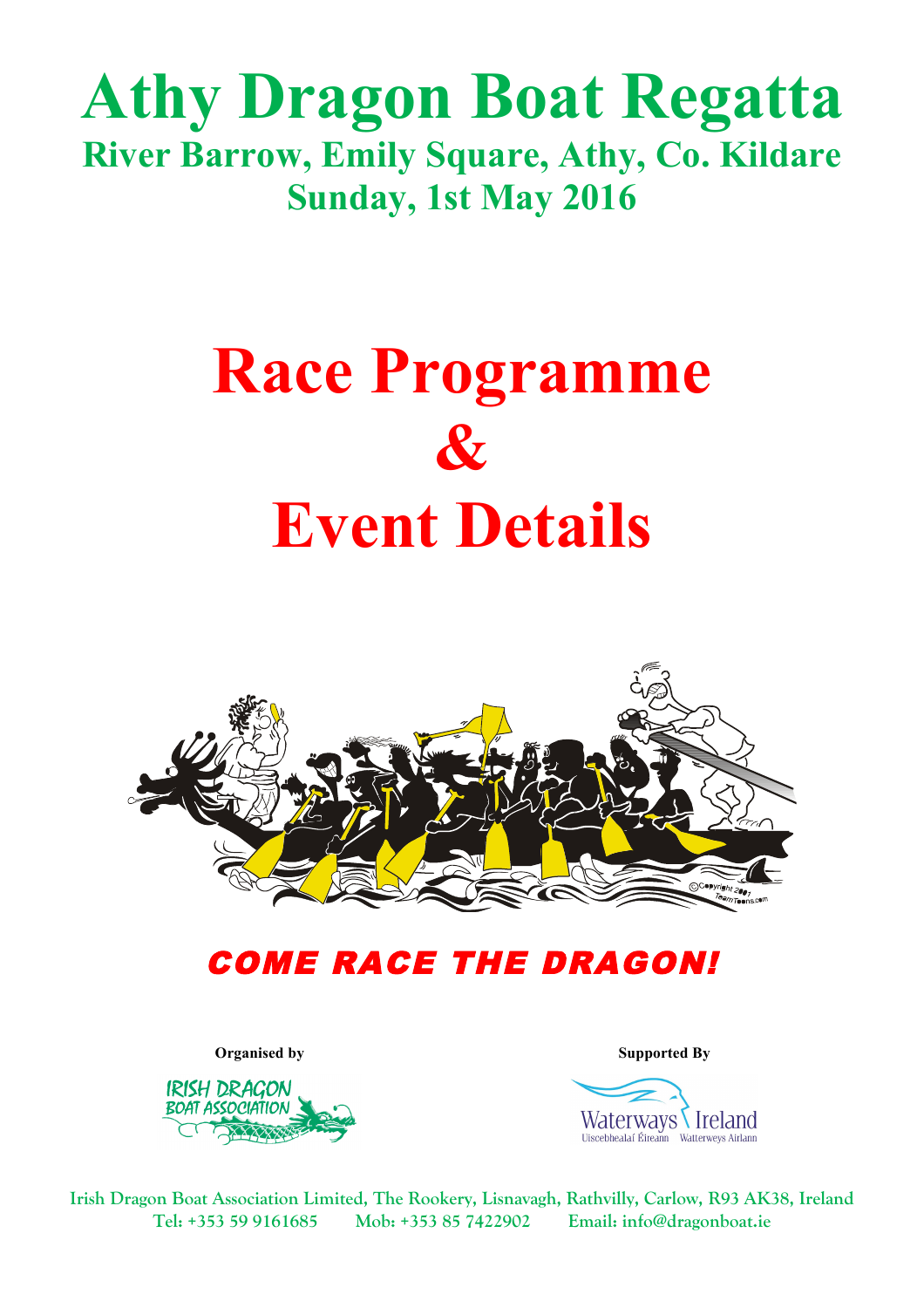# Athy Dragon Boat Regatta

## River Barrow, Emily Square, Athy, Co. Kildare

## Sunday, 1st May 2016

# Race Programme & Event Details

***COME RACE THE DRAGON!***

**Organised by**

**Supported By**

Irish Dragon Boat Association Limited, The Rookery, Lisnavagh, Rathvilly, Carlow, R93 AK38, Ireland
Tel: +353 59 9161685 Mob: +353 85 7422902 Email: info@dragonboat.ie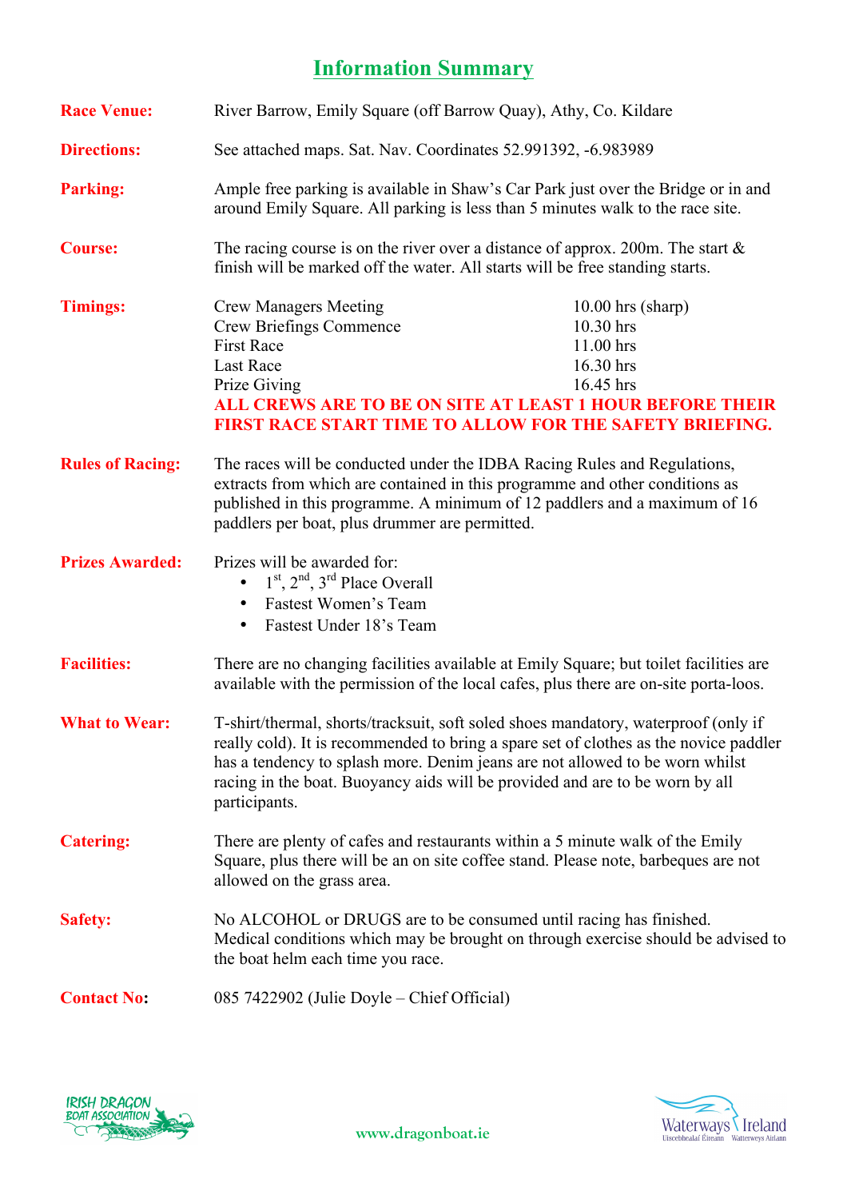# Information Summary

**Race Venue:** River Barrow, Emily Square (off Barrow Quay), Athy, Co. Kildare

**Directions:** See attached maps. Sat. Nav. Coordinates 52.991392, -6.983989

**Parking:** Ample free parking is available in Shaw's Car Park just over the Bridge or in and around Emily Square. All parking is less than 5 minutes walk to the race site.

**Course:** The racing course is on the river over a distance of approx. 200m. The start & finish will be marked off the water. All starts will be free standing starts.

**Timings:**

| | |
|---|---|
| Crew Managers Meeting | 10.00 hrs (sharp) |
| Crew Briefings Commence | 10.30 hrs |
| First Race | 11.00 hrs |
| Last Race | 16.30 hrs |
| Prize Giving | 16.45 hrs |

**ALL CREWS ARE TO BE ON SITE AT LEAST 1 HOUR BEFORE THEIR FIRST RACE START TIME TO ALLOW FOR THE SAFETY BRIEFING.**

**Rules of Racing:** The races will be conducted under the IDBA Racing Rules and Regulations, extracts from which are contained in this programme and other conditions as published in this programme. A minimum of 12 paddlers and a maximum of 16 paddlers per boat, plus drummer are permitted.

**Prizes Awarded:** Prizes will be awarded for:

- 1st, 2nd, 3rd Place Overall
- Fastest Women's Team
- Fastest Under 18's Team

**Facilities:** There are no changing facilities available at Emily Square; but toilet facilities are available with the permission of the local cafes, plus there are on-site porta-loos.

**What to Wear:** T-shirt/thermal, shorts/tracksuit, soft soled shoes mandatory, waterproof (only if really cold). It is recommended to bring a spare set of clothes as the novice paddler has a tendency to splash more. Denim jeans are not allowed to be worn whilst racing in the boat. Buoyancy aids will be provided and are to be worn by all participants.

**Catering:** There are plenty of cafes and restaurants within a 5 minute walk of the Emily Square, plus there will be an on site coffee stand. Please note, barbeques are not allowed on the grass area.

**Safety:** No ALCOHOL or DRUGS are to be consumed until racing has finished. Medical conditions which may be brought on through exercise should be advised to the boat helm each time you race.

**Contact No:** 085 7422902 (Julie Doyle – Chief Official)

www.dragonboat.ie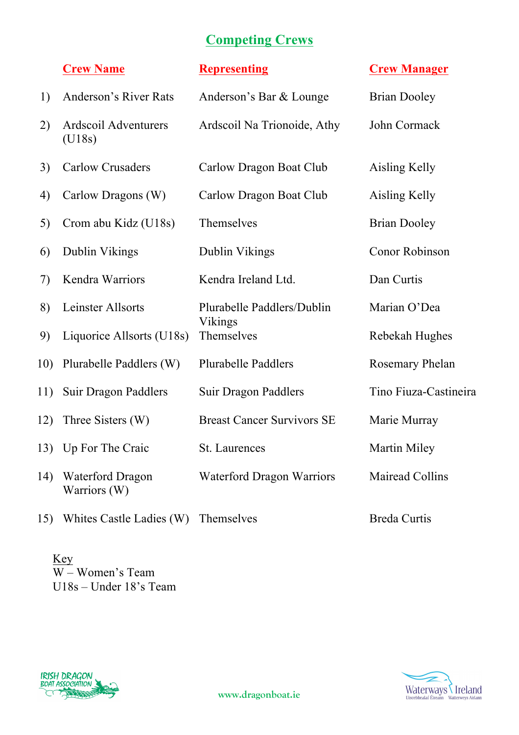# Competing Crews

| | Crew Name | Representing | Crew Manager |
|---|---|---|---|
| 1) | Anderson's River Rats | Anderson's Bar & Lounge | Brian Dooley |
| 2) | Ardscoil Adventurers (U18s) | Ardscoil Na Trionoide, Athy | John Cormack |
| 3) | Carlow Crusaders | Carlow Dragon Boat Club | Aisling Kelly |
| 4) | Carlow Dragons (W) | Carlow Dragon Boat Club | Aisling Kelly |
| 5) | Crom abu Kidz (U18s) | Themselves | Brian Dooley |
| 6) | Dublin Vikings | Dublin Vikings | Conor Robinson |
| 7) | Kendra Warriors | Kendra Ireland Ltd. | Dan Curtis |
| 8) | Leinster Allsorts | Plurabelle Paddlers/Dublin Vikings | Marian O'Dea |
| 9) | Liquorice Allsorts (U18s) | Themselves | Rebekah Hughes |
| 10) | Plurabelle Paddlers (W) | Plurabelle Paddlers | Rosemary Phelan |
| 11) | Suir Dragon Paddlers | Suir Dragon Paddlers | Tino Fiuza-Castineira |
| 12) | Three Sisters (W) | Breast Cancer Survivors SE | Marie Murray |
| 13) | Up For The Craic | St. Laurences | Martin Miley |
| 14) | Waterford Dragon Warriors (W) | Waterford Dragon Warriors | Mairead Collins |
| 15) | Whites Castle Ladies (W) | Themselves | Breda Curtis |

Key
W – Women's Team
U18s – Under 18's Team

www.dragonboat.ie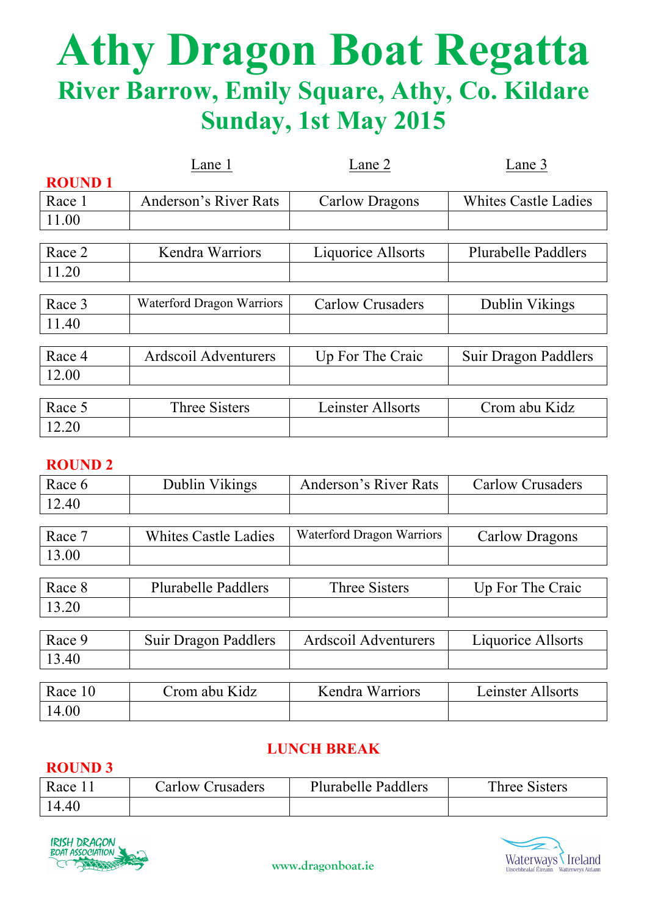# Athy Dragon Boat Regatta

## River Barrow, Emily Square, Athy, Co. Kildare

## Sunday, 1st May 2015

**ROUND 1**

| | Lane 1 | Lane 2 | Lane 3 |
|---|---|---|---|
| Race 1 | Anderson's River Rats | Carlow Dragons | Whites Castle Ladies |
| 11.00 | | | |
| Race 2 | Kendra Warriors | Liquorice Allsorts | Plurabelle Paddlers |
| 11.20 | | | |
| Race 3 | Waterford Dragon Warriors | Carlow Crusaders | Dublin Vikings |
| 11.40 | | | |
| Race 4 | Ardscoil Adventurers | Up For The Craic | Suir Dragon Paddlers |
| 12.00 | | | |
| Race 5 | Three Sisters | Leinster Allsorts | Crom abu Kidz |
| 12.20 | | | |

**ROUND 2**

| | Lane 1 | Lane 2 | Lane 3 |
|---|---|---|---|
| Race 6 | Dublin Vikings | Anderson's River Rats | Carlow Crusaders |
| 12.40 | | | |
| Race 7 | Whites Castle Ladies | Waterford Dragon Warriors | Carlow Dragons |
| 13.00 | | | |
| Race 8 | Plurabelle Paddlers | Three Sisters | Up For The Craic |
| 13.20 | | | |
| Race 9 | Suir Dragon Paddlers | Ardscoil Adventurers | Liquorice Allsorts |
| 13.40 | | | |
| Race 10 | Crom abu Kidz | Kendra Warriors | Leinster Allsorts |
| 14.00 | | | |

**LUNCH BREAK**

**ROUND 3**

| | Lane 1 | Lane 2 | Lane 3 |
|---|---|---|---|
| Race 11 | Carlow Crusaders | Plurabelle Paddlers | Three Sisters |
| 14.40 | | | |

www.dragonboat.ie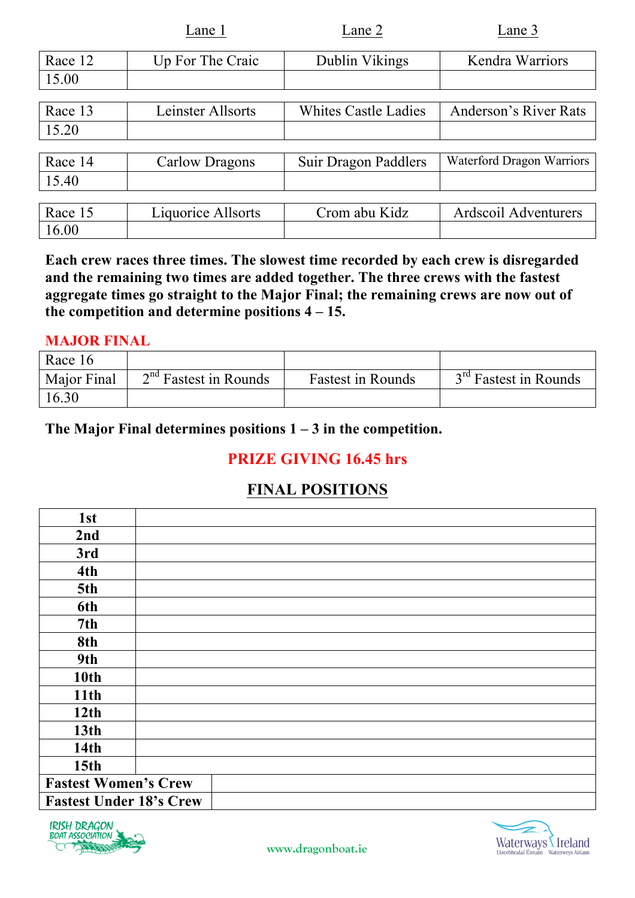| | Lane 1 | Lane 2 | Lane 3 |
|---|---|---|---|
| Race 12 | Up For The Craic | Dublin Vikings | Kendra Warriors |
| 15.00 | | | |

| | | | |
|---|---|---|---|
| Race 13 | Leinster Allsorts | Whites Castle Ladies | Anderson's River Rats |
| 15.20 | | | |

| | | | |
|---|---|---|---|
| Race 14 | Carlow Dragons | Suir Dragon Paddlers | Waterford Dragon Warriors |
| 15.40 | | | |

| | | | |
|---|---|---|---|
| Race 15 | Liquorice Allsorts | Crom abu Kidz | Ardscoil Adventurers |
| 16.00 | | | |

**Each crew races three times. The slowest time recorded by each crew is disregarded and the remaining two times are added together. The three crews with the fastest aggregate times go straight to the Major Final; the remaining crews are now out of the competition and determine positions 4 – 15.**

## MAJOR FINAL

| | | | |
|---|---|---|---|
| Race 16 | | | |
| Major Final | 2nd Fastest in Rounds | Fastest in Rounds | 3rd Fastest in Rounds |
| 16.30 | | | |

**The Major Final determines positions 1 – 3 in the competition.**

## PRIZE GIVING 16.45 hrs

## FINAL POSITIONS

| | |
|---|---|
| **1st** | |
| **2nd** | |
| **3rd** | |
| **4th** | |
| **5th** | |
| **6th** | |
| **7th** | |
| **8th** | |
| **9th** | |
| **10th** | |
| **11th** | |
| **12th** | |
| **13th** | |
| **14th** | |
| **15th** | |
| **Fastest Women's Crew** | |
| **Fastest Under 18's Crew** | |

IRISH DRAGON BOAT ASSOCIATION

www.dragonboat.ie

Waterways Ireland
Uiscebhealaí Éireann Watterweys Airlann